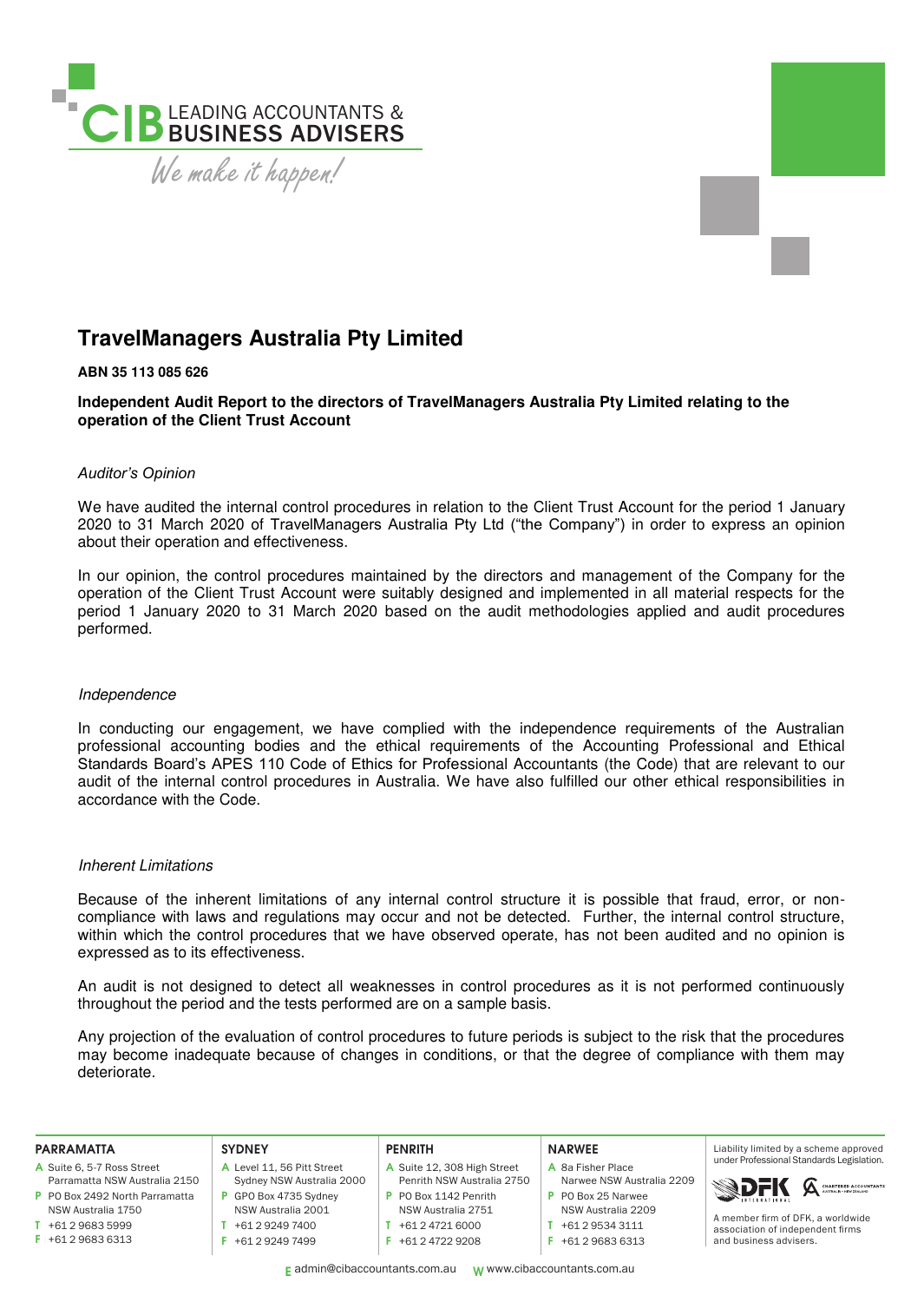CIB LEADING ACCOUNTANTS & BUSINESS ADVISERS

*We make it happen!*

# TravelManagers Australia Pty Limited

**ABN 35 113 085 626**

**Independent Audit Report to the directors of TravelManagers Australia Pty Limited relating to the operation of the Client Trust Account**

*Auditor's Opinion*

We have audited the internal control procedures in relation to the Client Trust Account for the period 1 January 2020 to 31 March 2020 of TravelManagers Australia Pty Ltd ("the Company") in order to express an opinion about their operation and effectiveness.

In our opinion, the control procedures maintained by the directors and management of the Company for the operation of the Client Trust Account were suitably designed and implemented in all material respects for the period 1 January 2020 to 31 March 2020 based on the audit methodologies applied and audit procedures performed.

*Independence*

In conducting our engagement, we have complied with the independence requirements of the Australian professional accounting bodies and the ethical requirements of the Accounting Professional and Ethical Standards Board's APES 110 Code of Ethics for Professional Accountants (the Code) that are relevant to our audit of the internal control procedures in Australia. We have also fulfilled our other ethical responsibilities in accordance with the Code.

*Inherent Limitations*

Because of the inherent limitations of any internal control structure it is possible that fraud, error, or non-compliance with laws and regulations may occur and not be detected. Further, the internal control structure, within which the control procedures that we have observed operate, has not been audited and no opinion is expressed as to its effectiveness.

An audit is not designed to detect all weaknesses in control procedures as it is not performed continuously throughout the period and the tests performed are on a sample basis.

Any projection of the evaluation of control procedures to future periods is subject to the risk that the procedures may become inadequate because of changes in conditions, or that the degree of compliance with them may deteriorate.

**PARRAMATTA**
A Suite 6, 5-7 Ross Street Parramatta NSW Australia 2150
P PO Box 2492 North Parramatta NSW Australia 1750
T +61 2 9683 5999
F +61 2 9683 6313

**SYDNEY**
A Level 11, 56 Pitt Street Sydney NSW Australia 2000
P GPO Box 4735 Sydney NSW Australia 2001
T +61 2 9249 7400
F +61 2 9249 7499

**PENRITH**
A Suite 12, 308 High Street Penrith NSW Australia 2750
P PO Box 1142 Penrith NSW Australia 2751
T +61 2 4721 6000
F +61 2 4722 9208

**NARWEE**
A 8a Fisher Place Narwee NSW Australia 2209
P PO Box 25 Narwee NSW Australia 2209
T +61 2 9534 3111
F +61 2 9683 6313

Liability limited by a scheme approved under Professional Standards Legislation.

A member firm of DFK, a worldwide association of independent firms and business advisers.

E admin@cibaccountants.com.au W www.cibaccountants.com.au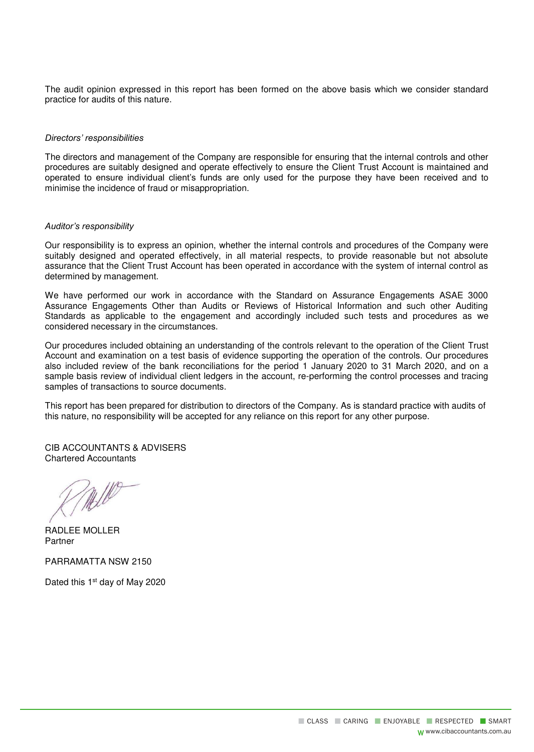The audit opinion expressed in this report has been formed on the above basis which we consider standard practice for audits of this nature.

*Directors' responsibilities*

The directors and management of the Company are responsible for ensuring that the internal controls and other procedures are suitably designed and operate effectively to ensure the Client Trust Account is maintained and operated to ensure individual client's funds are only used for the purpose they have been received and to minimise the incidence of fraud or misappropriation.

*Auditor's responsibility*

Our responsibility is to express an opinion, whether the internal controls and procedures of the Company were suitably designed and operated effectively, in all material respects, to provide reasonable but not absolute assurance that the Client Trust Account has been operated in accordance with the system of internal control as determined by management.

We have performed our work in accordance with the Standard on Assurance Engagements ASAE 3000 Assurance Engagements Other than Audits or Reviews of Historical Information and such other Auditing Standards as applicable to the engagement and accordingly included such tests and procedures as we considered necessary in the circumstances.

Our procedures included obtaining an understanding of the controls relevant to the operation of the Client Trust Account and examination on a test basis of evidence supporting the operation of the controls. Our procedures also included review of the bank reconciliations for the period 1 January 2020 to 31 March 2020, and on a sample basis review of individual client ledgers in the account, re-performing the control processes and tracing samples of transactions to source documents.

This report has been prepared for distribution to directors of the Company. As is standard practice with audits of this nature, no responsibility will be accepted for any reliance on this report for any other purpose.

CIB ACCOUNTANTS & ADVISERS
Chartered Accountants

RADLEE MOLLER
Partner

PARRAMATTA NSW 2150

Dated this 1st day of May 2020